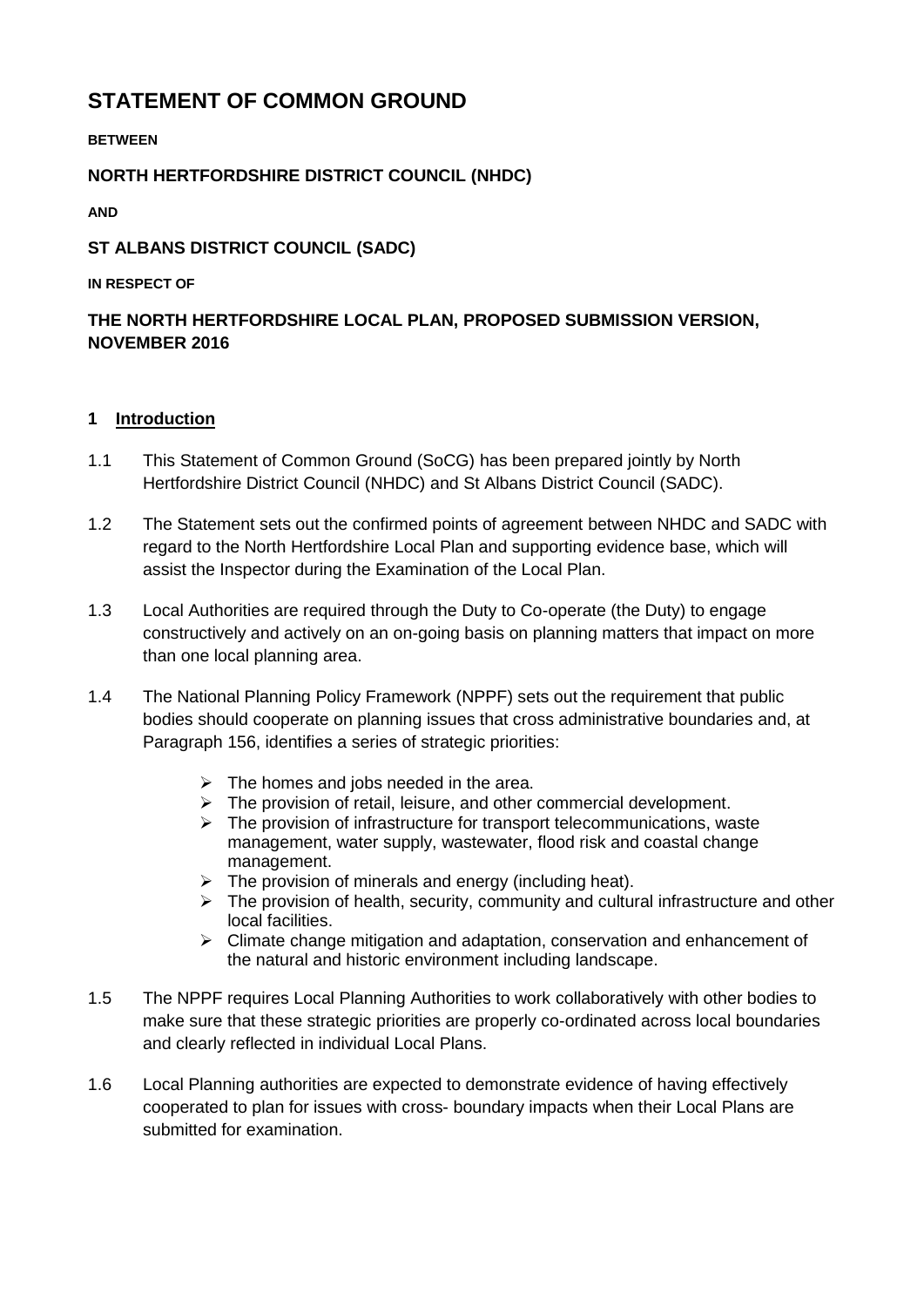# STATEMENT OF COMMON GROUND

**BETWEEN**

**NORTH HERTFORDSHIRE DISTRICT COUNCIL (NHDC)**

**AND**

**ST ALBANS DISTRICT COUNCIL (SADC)**

**IN RESPECT OF**

**THE NORTH HERTFORDSHIRE LOCAL PLAN, PROPOSED SUBMISSION VERSION, NOVEMBER 2016**

## 1 Introduction

1.1 This Statement of Common Ground (SoCG) has been prepared jointly by North Hertfordshire District Council (NHDC) and St Albans District Council (SADC).

1.2 The Statement sets out the confirmed points of agreement between NHDC and SADC with regard to the North Hertfordshire Local Plan and supporting evidence base, which will assist the Inspector during the Examination of the Local Plan.

1.3 Local Authorities are required through the Duty to Co-operate (the Duty) to engage constructively and actively on an on-going basis on planning matters that impact on more than one local planning area.

1.4 The National Planning Policy Framework (NPPF) sets out the requirement that public bodies should cooperate on planning issues that cross administrative boundaries and, at Paragraph 156, identifies a series of strategic priorities:

- The homes and jobs needed in the area.
- The provision of retail, leisure, and other commercial development.
- The provision of infrastructure for transport telecommunications, waste management, water supply, wastewater, flood risk and coastal change management.
- The provision of minerals and energy (including heat).
- The provision of health, security, community and cultural infrastructure and other local facilities.
- Climate change mitigation and adaptation, conservation and enhancement of the natural and historic environment including landscape.

1.5 The NPPF requires Local Planning Authorities to work collaboratively with other bodies to make sure that these strategic priorities are properly co-ordinated across local boundaries and clearly reflected in individual Local Plans.

1.6 Local Planning authorities are expected to demonstrate evidence of having effectively cooperated to plan for issues with cross- boundary impacts when their Local Plans are submitted for examination.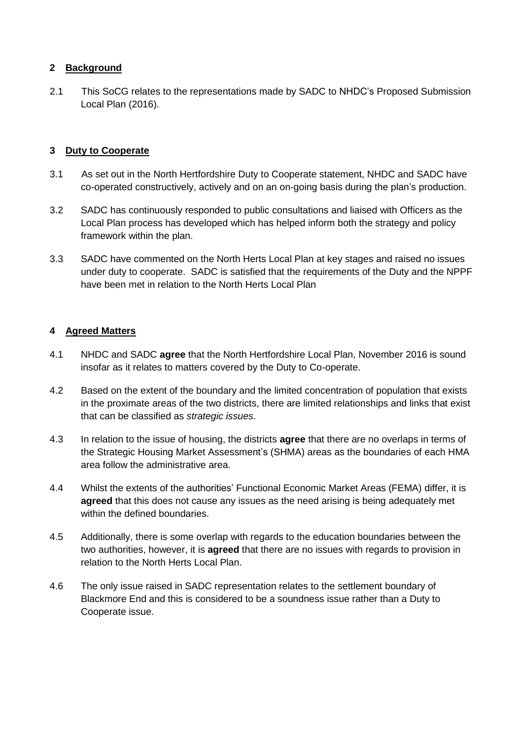## 2 Background

2.1 This SoCG relates to the representations made by SADC to NHDC's Proposed Submission Local Plan (2016).

## 3 Duty to Cooperate

3.1 As set out in the North Hertfordshire Duty to Cooperate statement, NHDC and SADC have co-operated constructively, actively and on an on-going basis during the plan's production.

3.2 SADC has continuously responded to public consultations and liaised with Officers as the Local Plan process has developed which has helped inform both the strategy and policy framework within the plan.

3.3 SADC have commented on the North Herts Local Plan at key stages and raised no issues under duty to cooperate. SADC is satisfied that the requirements of the Duty and the NPPF have been met in relation to the North Herts Local Plan

## 4 Agreed Matters

4.1 NHDC and SADC **agree** that the North Hertfordshire Local Plan, November 2016 is sound insofar as it relates to matters covered by the Duty to Co-operate.

4.2 Based on the extent of the boundary and the limited concentration of population that exists in the proximate areas of the two districts, there are limited relationships and links that exist that can be classified as *strategic issues*.

4.3 In relation to the issue of housing, the districts **agree** that there are no overlaps in terms of the Strategic Housing Market Assessment's (SHMA) areas as the boundaries of each HMA area follow the administrative area.

4.4 Whilst the extents of the authorities' Functional Economic Market Areas (FEMA) differ, it is **agreed** that this does not cause any issues as the need arising is being adequately met within the defined boundaries.

4.5 Additionally, there is some overlap with regards to the education boundaries between the two authorities, however, it is **agreed** that there are no issues with regards to provision in relation to the North Herts Local Plan.

4.6 The only issue raised in SADC representation relates to the settlement boundary of Blackmore End and this is considered to be a soundness issue rather than a Duty to Cooperate issue.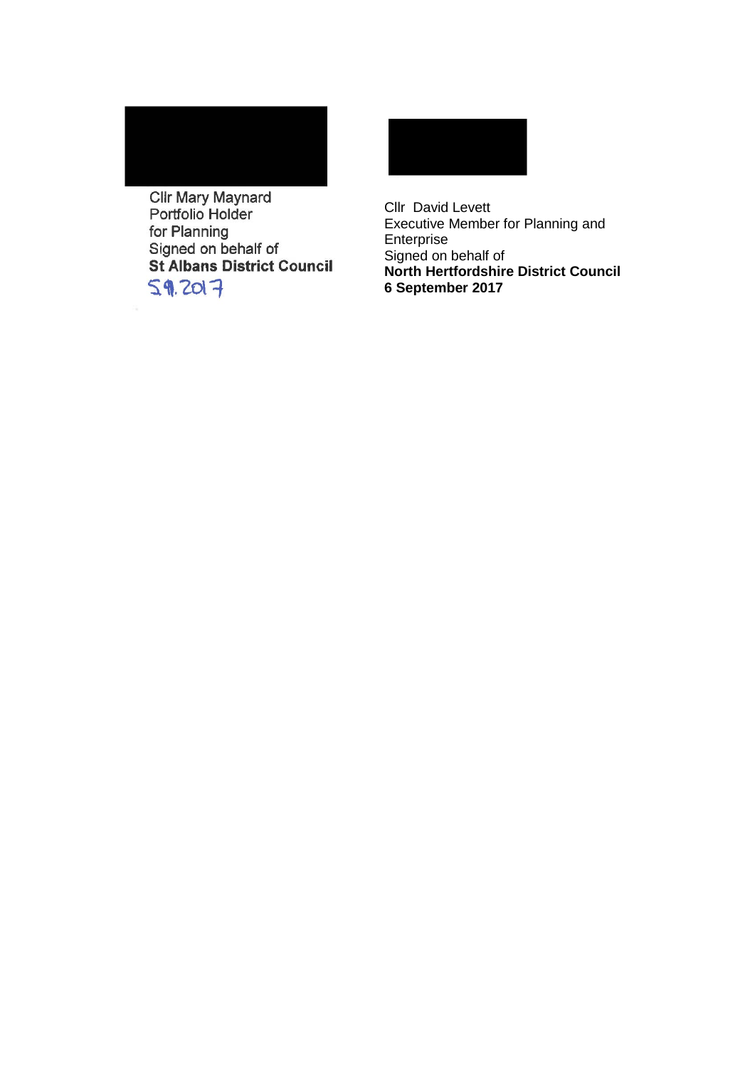Cllr Mary Maynard
Portfolio Holder
for Planning
Signed on behalf of
**St Albans District Council**
5.9.2017

Cllr David Levett
Executive Member for Planning and Enterprise
Signed on behalf of
**North Hertfordshire District Council**
**6 September 2017**